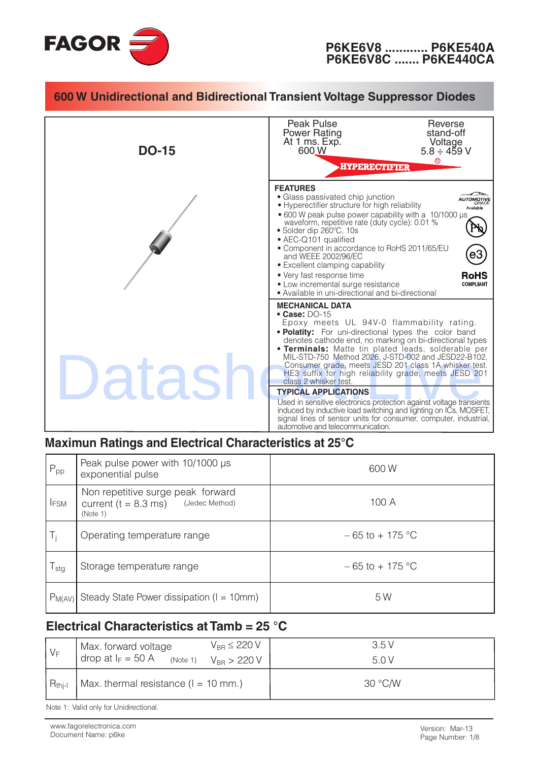# P6KE6V8 ............ P6KE540A
# P6KE6V8C ....... P6KE440CA

## 600 W Unidirectional and Bidirectional Transient Voltage Suppressor Diodes

**DO-15**

| Peak Pulse Power Rating At 1 ms. Exp. 600 W | Reverse stand-off Voltage 5.8 ÷ 459 V |
|---|---|

HYPERECTIFIER®

### FEATURES

- Glass passivated chip junction
- Hyperectifier structure for high reliability
- 600 W peak pulse power capability with a 10/1000 µs waveform, repetitive rate (duty cycle): 0.01 %
- Solder dip 260ºC, 10s
- AEC-Q101 qualified
- Component in accordance to RoHS 2011/65/EU and WEEE 2002/96/EC
- Excellent clamping capability
- Very fast response time
- Low incremental surge resistance
- Available in uni-directional and bi-directional

AUTOMOTIVE GRADE Available

RoHS COMPLIANT

### MECHANICAL DATA

- **Case:** DO-15
  Epoxy meets UL 94V-0 flammability rating.
- **Polatity:** For uni-directional types the color band denotes cathode end, no marking on bi-directional types
- **Terminals:** Matte tin plated leads, solderable per MIL-STD-750 Method 2026, J-STD-002 and JESD22-B102. Consumer grade, meets JESD 201 class 1A whisker test. HE3 suffix for high reliability grade, meets JESD 201 class 2 whisker test.

### TYPICAL APPLICATIONS

Used in sensitive electronics protection against voltage transients induced by inductive load switching and lighting on ICs, MOSFET, signal lines of sensor units for consumer, computer, industrial, automotive and telecommunication.

## Maximun Ratings and Electrical Characteristics at 25°C

| | | |
|---|---|---|
| $P_{pp}$ | Peak pulse power with 10/1000 µs exponential pulse | 600 W |
| $I_{FSM}$ | Non repetitive surge peak forward current (t = 8.3 ms) (Jedec Method) (Note 1) | 100 A |
| $T_j$ | Operating temperature range | – 65 to + 175 °C |
| $T_{stg}$ | Storage temperature range | – 65 to + 175 °C |
| $P_{M(AV)}$ | Steady State Power dissipation (l = 10mm) | 5 W |

## Electrical Characteristics at Tamb = 25 °C

| | | | |
|---|---|---|---|
| $V_F$ | Max. forward voltage drop at $I_F$ = 50 A (Note 1) | $V_{BR} \leq 220$ V | 3.5 V |
| | | $V_{BR} > 220$ V | 5.0 V |
| $R_{thj\text{-}l}$ | Max. thermal resistance (l = 10 mm.) | | 30 °C/W |

Note 1: Valid only for Unidirectional.

www.fagorelectronica.com
Document Name: p6ke

Version: Mar-13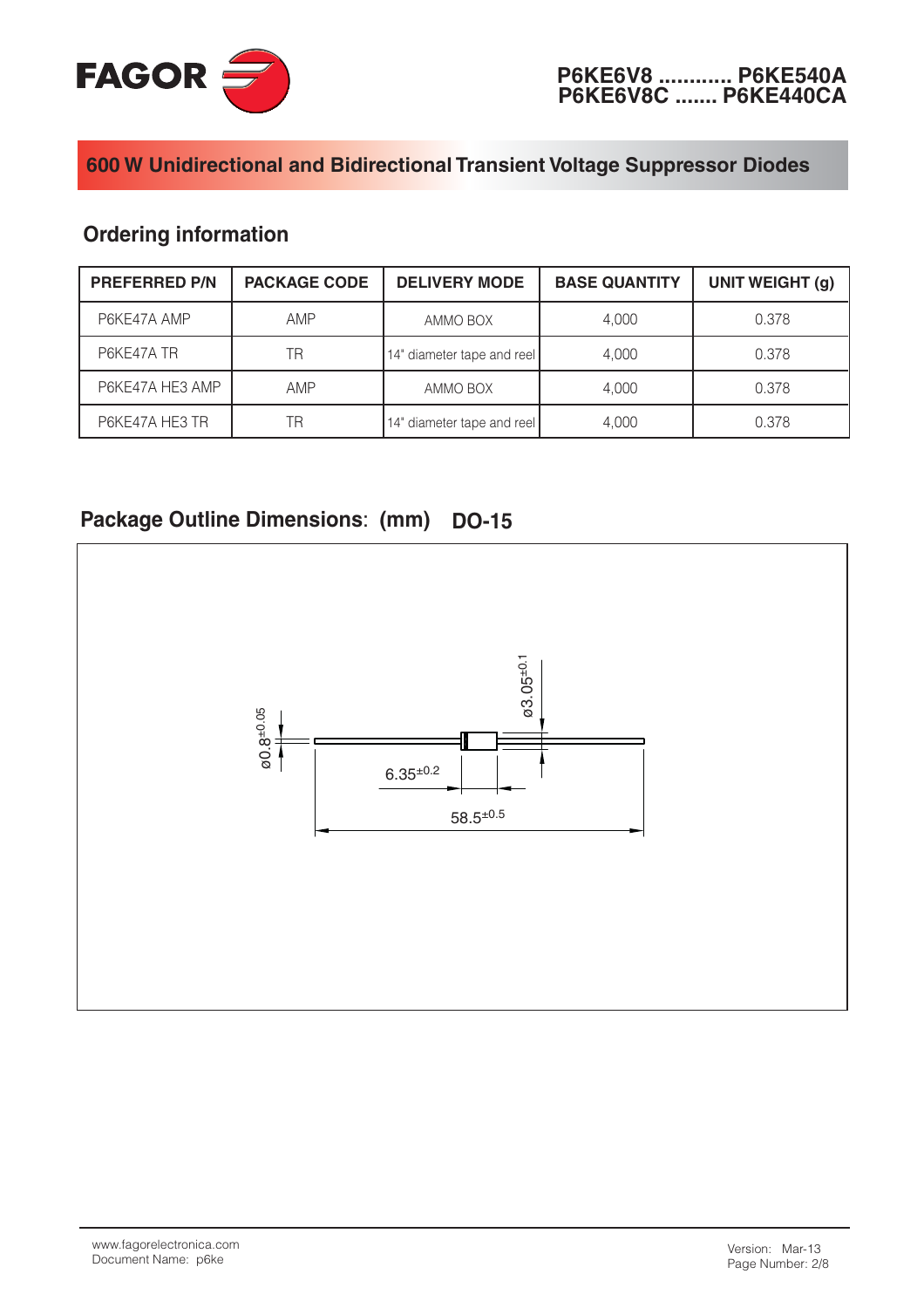# 600 W Unidirectional and Bidirectional Transient Voltage Suppressor Diodes

## Ordering information

| PREFERRED P/N | PACKAGE CODE | DELIVERY MODE | BASE QUANTITY | UNIT WEIGHT (g) |
|---|---|---|---|---|
| P6KE47A AMP | AMP | AMMO BOX | 4,000 | 0.378 |
| P6KE47A TR | TR | 14" diameter tape and reel | 4,000 | 0.378 |
| P6KE47A HE3 AMP | AMP | AMMO BOX | 4,000 | 0.378 |
| P6KE47A HE3 TR | TR | 14" diameter tape and reel | 4,000 | 0.378 |

## Package Outline Dimensions: (mm) DO-15

ø3.05$^{\pm0.1}$

ø0.8$^{\pm0.05}$

6.35$^{\pm0.2}$

58.5$^{\pm0.5}$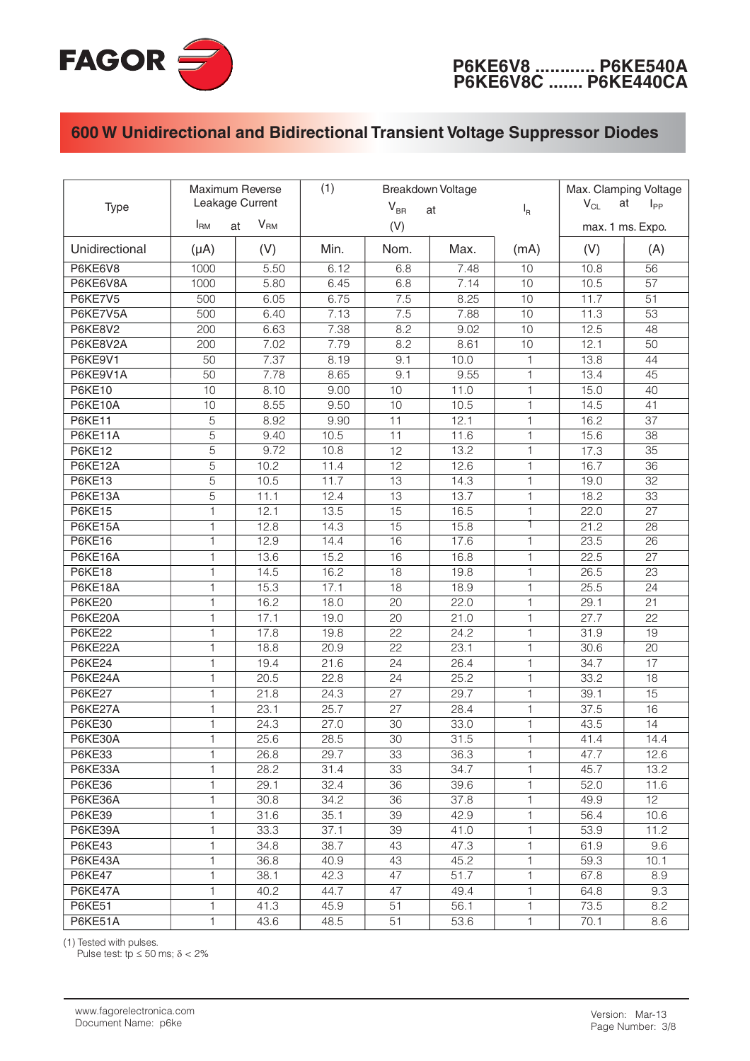# P6KE6V8 ............ P6KE540A
# P6KE6V8C ....... P6KE440CA

## 600 W Unidirectional and Bidirectional Transient Voltage Suppressor Diodes

| Type | Maximum Reverse Leakage Current | | (1) Breakdown Voltage | | | | Max. Clamping Voltage | |
|---|---|---|---|---|---|---|---|---|
| | $I_{RM}$ at | $V_{RM}$ | $V_{BR}$ at (V) | | | $I_R$ | $V_{CL}$ at | $I_{PP}$ |
| | | | | | | | max. 1 ms. Expo. | |
| Unidirectional | (μA) | (V) | Min. | Nom. | Max. | (mA) | (V) | (A) |
| P6KE6V8 | 1000 | 5.50 | 6.12 | 6.8 | 7.48 | 10 | 10.8 | 56 |
| P6KE6V8A | 1000 | 5.80 | 6.45 | 6.8 | 7.14 | 10 | 10.5 | 57 |
| P6KE7V5 | 500 | 6.05 | 6.75 | 7.5 | 8.25 | 10 | 11.7 | 51 |
| P6KE7V5A | 500 | 6.40 | 7.13 | 7.5 | 7.88 | 10 | 11.3 | 53 |
| P6KE8V2 | 200 | 6.63 | 7.38 | 8.2 | 9.02 | 10 | 12.5 | 48 |
| P6KE8V2A | 200 | 7.02 | 7.79 | 8.2 | 8.61 | 10 | 12.1 | 50 |
| P6KE9V1 | 50 | 7.37 | 8.19 | 9.1 | 10.0 | 1 | 13.8 | 44 |
| P6KE9V1A | 50 | 7.78 | 8.65 | 9.1 | 9.55 | 1 | 13.4 | 45 |
| P6KE10 | 10 | 8.10 | 9.00 | 10 | 11.0 | 1 | 15.0 | 40 |
| P6KE10A | 10 | 8.55 | 9.50 | 10 | 10.5 | 1 | 14.5 | 41 |
| P6KE11 | 5 | 8.92 | 9.90 | 11 | 12.1 | 1 | 16.2 | 37 |
| P6KE11A | 5 | 9.40 | 10.5 | 11 | 11.6 | 1 | 15.6 | 38 |
| P6KE12 | 5 | 9.72 | 10.8 | 12 | 13.2 | 1 | 17.3 | 35 |
| P6KE12A | 5 | 10.2 | 11.4 | 12 | 12.6 | 1 | 16.7 | 36 |
| P6KE13 | 5 | 10.5 | 11.7 | 13 | 14.3 | 1 | 19.0 | 32 |
| P6KE13A | 5 | 11.1 | 12.4 | 13 | 13.7 | 1 | 18.2 | 33 |
| P6KE15 | 1 | 12.1 | 13.5 | 15 | 16.5 | 1 | 22.0 | 27 |
| P6KE15A | 1 | 12.8 | 14.3 | 15 | 15.8 | 1 | 21.2 | 28 |
| P6KE16 | 1 | 12.9 | 14.4 | 16 | 17.6 | 1 | 23.5 | 26 |
| P6KE16A | 1 | 13.6 | 15.2 | 16 | 16.8 | 1 | 22.5 | 27 |
| P6KE18 | 1 | 14.5 | 16.2 | 18 | 19.8 | 1 | 26.5 | 23 |
| P6KE18A | 1 | 15.3 | 17.1 | 18 | 18.9 | 1 | 25.5 | 24 |
| P6KE20 | 1 | 16.2 | 18.0 | 20 | 22.0 | 1 | 29.1 | 21 |
| P6KE20A | 1 | 17.1 | 19.0 | 20 | 21.0 | 1 | 27.7 | 22 |
| P6KE22 | 1 | 17.8 | 19.8 | 22 | 24.2 | 1 | 31.9 | 19 |
| P6KE22A | 1 | 18.8 | 20.9 | 22 | 23.1 | 1 | 30.6 | 20 |
| P6KE24 | 1 | 19.4 | 21.6 | 24 | 26.4 | 1 | 34.7 | 17 |
| P6KE24A | 1 | 20.5 | 22.8 | 24 | 25.2 | 1 | 33.2 | 18 |
| P6KE27 | 1 | 21.8 | 24.3 | 27 | 29.7 | 1 | 39.1 | 15 |
| P6KE27A | 1 | 23.1 | 25.7 | 27 | 28.4 | 1 | 37.5 | 16 |
| P6KE30 | 1 | 24.3 | 27.0 | 30 | 33.0 | 1 | 43.5 | 14 |
| P6KE30A | 1 | 25.6 | 28.5 | 30 | 31.5 | 1 | 41.4 | 14.4 |
| P6KE33 | 1 | 26.8 | 29.7 | 33 | 36.3 | 1 | 47.7 | 12.6 |
| P6KE33A | 1 | 28.2 | 31.4 | 33 | 34.7 | 1 | 45.7 | 13.2 |
| P6KE36 | 1 | 29.1 | 32.4 | 36 | 39.6 | 1 | 52.0 | 11.6 |
| P6KE36A | 1 | 30.8 | 34.2 | 36 | 37.8 | 1 | 49.9 | 12 |
| P6KE39 | 1 | 31.6 | 35.1 | 39 | 42.9 | 1 | 56.4 | 10.6 |
| P6KE39A | 1 | 33.3 | 37.1 | 39 | 41.0 | 1 | 53.9 | 11.2 |
| P6KE43 | 1 | 34.8 | 38.7 | 43 | 47.3 | 1 | 61.9 | 9.6 |
| P6KE43A | 1 | 36.8 | 40.9 | 43 | 45.2 | 1 | 59.3 | 10.1 |
| P6KE47 | 1 | 38.1 | 42.3 | 47 | 51.7 | 1 | 67.8 | 8.9 |
| P6KE47A | 1 | 40.2 | 44.7 | 47 | 49.4 | 1 | 64.8 | 9.3 |
| P6KE51 | 1 | 41.3 | 45.9 | 51 | 56.1 | 1 | 73.5 | 8.2 |
| P6KE51A | 1 | 43.6 | 48.5 | 51 | 53.6 | 1 | 70.1 | 8.6 |

(1) Tested with pulses.
Pulse test: $t_p \leq 50$ ms; $\delta < 2\%$

www.fagorelectronica.com
Document Name: p6ke

Version: Mar-13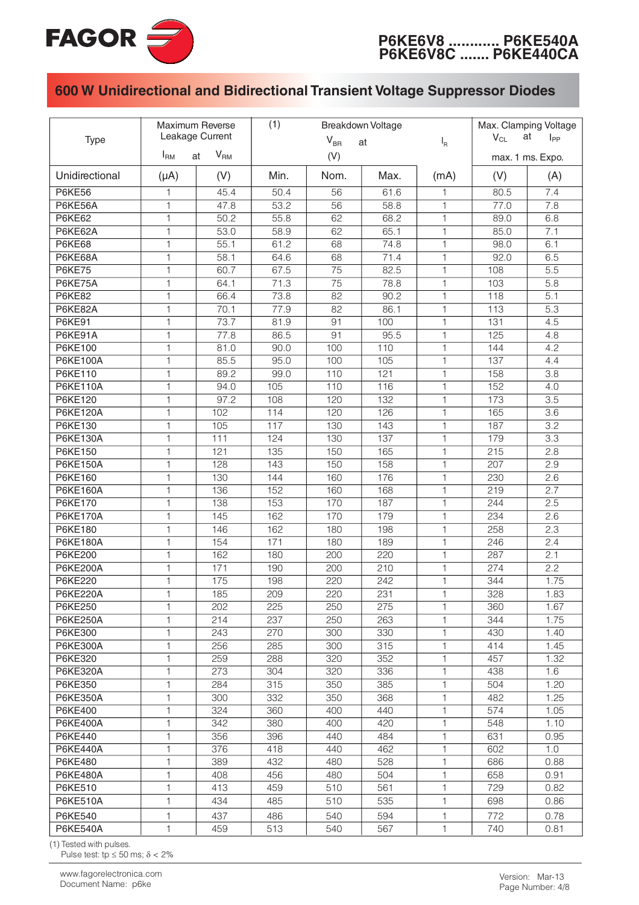## 600 W Unidirectional and Bidirectional Transient Voltage Suppressor Diodes

| Type | Maximum Reverse Leakage Current $I_{RM}$ at | $V_{RM}$ | (1) Breakdown Voltage $V_{BR}$ at (V) | | | $I_R$ | Max. Clamping Voltage $V_{CL}$ at $I_{PP}$ max. 1 ms. Expo. | |
|---|---|---|---|---|---|---|---|---|
| Unidirectional | (μA) | (V) | Min. | Nom. | Max. | (mA) | (V) | (A) |
| P6KE56 | 1 | 45.4 | 50.4 | 56 | 61.6 | 1 | 80.5 | 7.4 |
| P6KE56A | 1 | 47.8 | 53.2 | 56 | 58.8 | 1 | 77.0 | 7.8 |
| P6KE62 | 1 | 50.2 | 55.8 | 62 | 68.2 | 1 | 89.0 | 6.8 |
| P6KE62A | 1 | 53.0 | 58.9 | 62 | 65.1 | 1 | 85.0 | 7.1 |
| P6KE68 | 1 | 55.1 | 61.2 | 68 | 74.8 | 1 | 98.0 | 6.1 |
| P6KE68A | 1 | 58.1 | 64.6 | 68 | 71.4 | 1 | 92.0 | 6.5 |
| P6KE75 | 1 | 60.7 | 67.5 | 75 | 82.5 | 1 | 108 | 5.5 |
| P6KE75A | 1 | 64.1 | 71.3 | 75 | 78.8 | 1 | 103 | 5.8 |
| P6KE82 | 1 | 66.4 | 73.8 | 82 | 90.2 | 1 | 118 | 5.1 |
| P6KE82A | 1 | 70.1 | 77.9 | 82 | 86.1 | 1 | 113 | 5.3 |
| P6KE91 | 1 | 73.7 | 81.9 | 91 | 100 | 1 | 131 | 4.5 |
| P6KE91A | 1 | 77.8 | 86.5 | 91 | 95.5 | 1 | 125 | 4.8 |
| P6KE100 | 1 | 81.0 | 90.0 | 100 | 110 | 1 | 144 | 4.2 |
| P6KE100A | 1 | 85.5 | 95.0 | 100 | 105 | 1 | 137 | 4.4 |
| P6KE110 | 1 | 89.2 | 99.0 | 110 | 121 | 1 | 158 | 3.8 |
| P6KE110A | 1 | 94.0 | 105 | 110 | 116 | 1 | 152 | 4.0 |
| P6KE120 | 1 | 97.2 | 108 | 120 | 132 | 1 | 173 | 3.5 |
| P6KE120A | 1 | 102 | 114 | 120 | 126 | 1 | 165 | 3.6 |
| P6KE130 | 1 | 105 | 117 | 130 | 143 | 1 | 187 | 3.2 |
| P6KE130A | 1 | 111 | 124 | 130 | 137 | 1 | 179 | 3.3 |
| P6KE150 | 1 | 121 | 135 | 150 | 165 | 1 | 215 | 2.8 |
| P6KE150A | 1 | 128 | 143 | 150 | 158 | 1 | 207 | 2.9 |
| P6KE160 | 1 | 130 | 144 | 160 | 176 | 1 | 230 | 2.6 |
| P6KE160A | 1 | 136 | 152 | 160 | 168 | 1 | 219 | 2.7 |
| P6KE170 | 1 | 138 | 153 | 170 | 187 | 1 | 244 | 2.5 |
| P6KE170A | 1 | 145 | 162 | 170 | 179 | 1 | 234 | 2.6 |
| P6KE180 | 1 | 146 | 162 | 180 | 198 | 1 | 258 | 2.3 |
| P6KE180A | 1 | 154 | 171 | 180 | 189 | 1 | 246 | 2.4 |
| P6KE200 | 1 | 162 | 180 | 200 | 220 | 1 | 287 | 2.1 |
| P6KE200A | 1 | 171 | 190 | 200 | 210 | 1 | 274 | 2.2 |
| P6KE220 | 1 | 175 | 198 | 220 | 242 | 1 | 344 | 1.75 |
| P6KE220A | 1 | 185 | 209 | 220 | 231 | 1 | 328 | 1.83 |
| P6KE250 | 1 | 202 | 225 | 250 | 275 | 1 | 360 | 1.67 |
| P6KE250A | 1 | 214 | 237 | 250 | 263 | 1 | 344 | 1.75 |
| P6KE300 | 1 | 243 | 270 | 300 | 330 | 1 | 430 | 1.40 |
| P6KE300A | 1 | 256 | 285 | 300 | 315 | 1 | 414 | 1.45 |
| P6KE320 | 1 | 259 | 288 | 320 | 352 | 1 | 457 | 1.32 |
| P6KE320A | 1 | 273 | 304 | 320 | 336 | 1 | 438 | 1.6 |
| P6KE350 | 1 | 284 | 315 | 350 | 385 | 1 | 504 | 1.20 |
| P6KE350A | 1 | 300 | 332 | 350 | 368 | 1 | 482 | 1.25 |
| P6KE400 | 1 | 324 | 360 | 400 | 440 | 1 | 574 | 1.05 |
| P6KE400A | 1 | 342 | 380 | 400 | 420 | 1 | 548 | 1.10 |
| P6KE440 | 1 | 356 | 396 | 440 | 484 | 1 | 631 | 0.95 |
| P6KE440A | 1 | 376 | 418 | 440 | 462 | 1 | 602 | 1.0 |
| P6KE480 | 1 | 389 | 432 | 480 | 528 | 1 | 686 | 0.88 |
| P6KE480A | 1 | 408 | 456 | 480 | 504 | 1 | 658 | 0.91 |
| P6KE510 | 1 | 413 | 459 | 510 | 561 | 1 | 729 | 0.82 |
| P6KE510A | 1 | 434 | 485 | 510 | 535 | 1 | 698 | 0.86 |
| P6KE540 | 1 | 437 | 486 | 540 | 594 | 1 | 772 | 0.78 |
| P6KE540A | 1 | 459 | 513 | 540 | 567 | 1 | 740 | 0.81 |

(1) Tested with pulses.
Pulse test: $t_p \leq 50$ ms; $\delta < 2\%$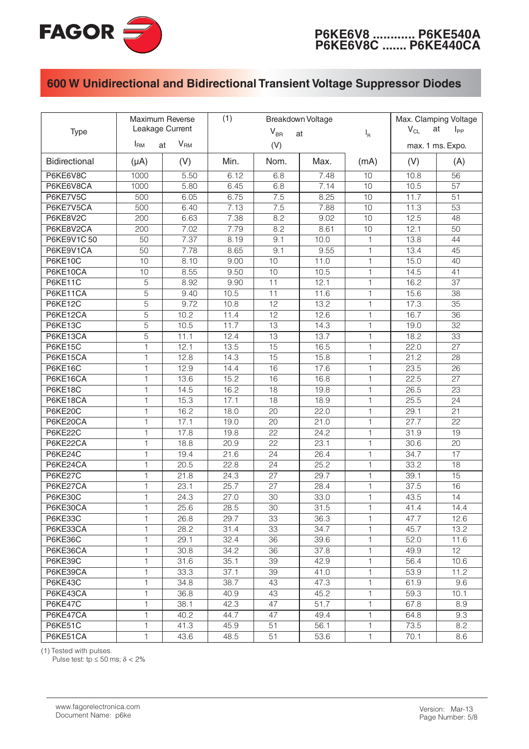# P6KE6V8 ............ P6KE540A
# P6KE6V8C ....... P6KE440CA

## 600 W Unidirectional and Bidirectional Transient Voltage Suppressor Diodes

| Type | Maximum Reverse Leakage Current $I_{RM}$ at | $V_{RM}$ | (1) Breakdown Voltage $V_{BR}$ at (V) | | | $I_R$ | Max. Clamping Voltage $V_{CL}$ at $I_{PP}$ max. 1 ms. Expo. | |
|---|---|---|---|---|---|---|---|---|
| Bidirectional | (μA) | (V) | Min. | Nom. | Max. | (mA) | (V) | (A) |
| P6KE6V8C | 1000 | 5.50 | 6.12 | 6.8 | 7.48 | 10 | 10.8 | 56 |
| P6KE6V8CA | 1000 | 5.80 | 6.45 | 6.8 | 7.14 | 10 | 10.5 | 57 |
| P6KE7V5C | 500 | 6.05 | 6.75 | 7.5 | 8.25 | 10 | 11.7 | 51 |
| P6KE7V5CA | 500 | 6.40 | 7.13 | 7.5 | 7.88 | 10 | 11.3 | 53 |
| P6KE8V2C | 200 | 6.63 | 7.38 | 8.2 | 9.02 | 10 | 12.5 | 48 |
| P6KE8V2CA | 200 | 7.02 | 7.79 | 8.2 | 8.61 | 10 | 12.1 | 50 |
| P6KE9V1C 50 | 50 | 7.37 | 8.19 | 9.1 | 10.0 | 1 | 13.8 | 44 |
| P6KE9V1CA | 50 | 7.78 | 8.65 | 9.1 | 9.55 | 1 | 13.4 | 45 |
| P6KE10C | 10 | 8.10 | 9.00 | 10 | 11.0 | 1 | 15.0 | 40 |
| P6KE10CA | 10 | 8.55 | 9.50 | 10 | 10.5 | 1 | 14.5 | 41 |
| P6KE11C | 5 | 8.92 | 9.90 | 11 | 12.1 | 1 | 16.2 | 37 |
| P6KE11CA | 5 | 9.40 | 10.5 | 11 | 11.6 | 1 | 15.6 | 38 |
| P6KE12C | 5 | 9.72 | 10.8 | 12 | 13.2 | 1 | 17.3 | 35 |
| P6KE12CA | 5 | 10.2 | 11.4 | 12 | 12.6 | 1 | 16.7 | 36 |
| P6KE13C | 5 | 10.5 | 11.7 | 13 | 14.3 | 1 | 19.0 | 32 |
| P6KE13CA | 5 | 11.1 | 12.4 | 13 | 13.7 | 1 | 18.2 | 33 |
| P6KE15C | 1 | 12.1 | 13.5 | 15 | 16.5 | 1 | 22.0 | 27 |
| P6KE15CA | 1 | 12.8 | 14.3 | 15 | 15.8 | 1 | 21.2 | 28 |
| P6KE16C | 1 | 12.9 | 14.4 | 16 | 17.6 | 1 | 23.5 | 26 |
| P6KE16CA | 1 | 13.6 | 15.2 | 16 | 16.8 | 1 | 22.5 | 27 |
| P6KE18C | 1 | 14.5 | 16.2 | 18 | 19.8 | 1 | 26.5 | 23 |
| P6KE18CA | 1 | 15.3 | 17.1 | 18 | 18.9 | 1 | 25.5 | 24 |
| P6KE20C | 1 | 16.2 | 18.0 | 20 | 22.0 | 1 | 29.1 | 21 |
| P6KE20CA | 1 | 17.1 | 19.0 | 20 | 21.0 | 1 | 27.7 | 22 |
| P6KE22C | 1 | 17.8 | 19.8 | 22 | 24.2 | 1 | 31.9 | 19 |
| P6KE22CA | 1 | 18.8 | 20.9 | 22 | 23.1 | 1 | 30.6 | 20 |
| P6KE24C | 1 | 19.4 | 21.6 | 24 | 26.4 | 1 | 34.7 | 17 |
| P6KE24CA | 1 | 20.5 | 22.8 | 24 | 25.2 | 1 | 33.2 | 18 |
| P6KE27C | 1 | 21.8 | 24.3 | 27 | 29.7 | 1 | 39.1 | 15 |
| P6KE27CA | 1 | 23.1 | 25.7 | 27 | 28.4 | 1 | 37.5 | 16 |
| P6KE30C | 1 | 24.3 | 27.0 | 30 | 33.0 | 1 | 43.5 | 14 |
| P6KE30CA | 1 | 25.6 | 28.5 | 30 | 31.5 | 1 | 41.4 | 14.4 |
| P6KE33C | 1 | 26.8 | 29.7 | 33 | 36.3 | 1 | 47.7 | 12.6 |
| P6KE33CA | 1 | 28.2 | 31.4 | 33 | 34.7 | 1 | 45.7 | 13.2 |
| P6KE36C | 1 | 29.1 | 32.4 | 36 | 39.6 | 1 | 52.0 | 11.6 |
| P6KE36CA | 1 | 30.8 | 34.2 | 36 | 37.8 | 1 | 49.9 | 12 |
| P6KE39C | 1 | 31.6 | 35.1 | 39 | 42.9 | 1 | 56.4 | 10.6 |
| P6KE39CA | 1 | 33.3 | 37.1 | 39 | 41.0 | 1 | 53.9 | 11.2 |
| P6KE43C | 1 | 34.8 | 38.7 | 43 | 47.3 | 1 | 61.9 | 9.6 |
| P6KE43CA | 1 | 36.8 | 40.9 | 43 | 45.2 | 1 | 59.3 | 10.1 |
| P6KE47C | 1 | 38.1 | 42.3 | 47 | 51.7 | 1 | 67.8 | 8.9 |
| P6KE47CA | 1 | 40.2 | 44.7 | 47 | 49.4 | 1 | 64.8 | 9.3 |
| P6KE51C | 1 | 41.3 | 45.9 | 51 | 56.1 | 1 | 73.5 | 8.2 |
| P6KE51CA | 1 | 43.6 | 48.5 | 51 | 53.6 | 1 | 70.1 | 8.6 |

(1) Tested with pulses.
Pulse test: tp ≤ 50 ms; δ < 2%

www.fagorelectronica.com
Document Name: p6ke

Version: Mar-13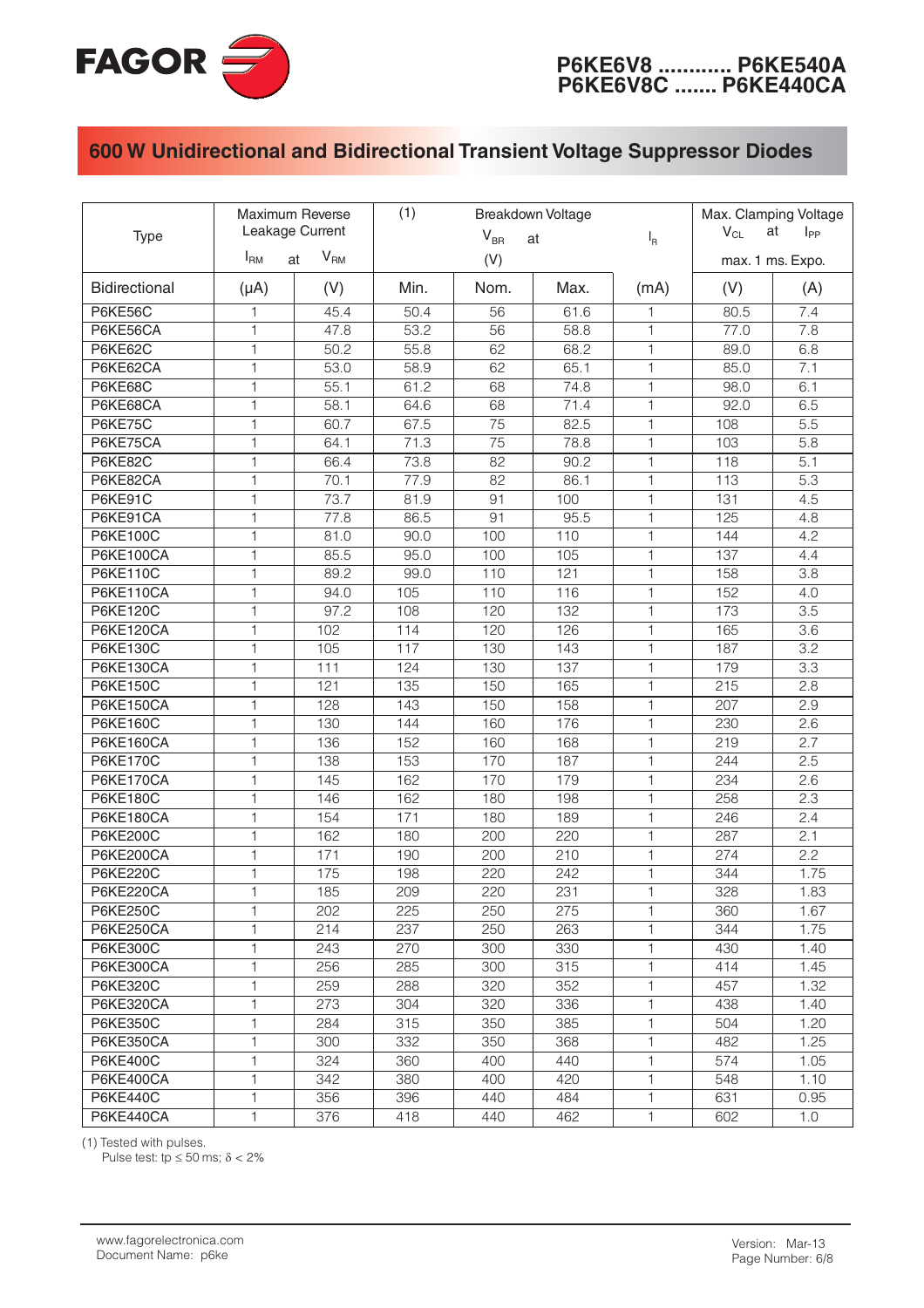## 600 W Unidirectional and Bidirectional Transient Voltage Suppressor Diodes

| Type | Maximum Reverse Leakage Current | | (1) Breakdown Voltage | | | | Max. Clamping Voltage | |
|---|---|---|---|---|---|---|---|---|
| | $I_{RM}$ at | $V_{RM}$ | $V_{BR}$ at (V) | | | $I_R$ | $V_{CL}$ at | $I_{PP}$ max. 1 ms. Expo. |
| Bidirectional | (μA) | (V) | Min. | Nom. | Max. | (mA) | (V) | (A) |
| P6KE56C | 1 | 45.4 | 50.4 | 56 | 61.6 | 1 | 80.5 | 7.4 |
| P6KE56CA | 1 | 47.8 | 53.2 | 56 | 58.8 | 1 | 77.0 | 7.8 |
| P6KE62C | 1 | 50.2 | 55.8 | 62 | 68.2 | 1 | 89.0 | 6.8 |
| P6KE62CA | 1 | 53.0 | 58.9 | 62 | 65.1 | 1 | 85.0 | 7.1 |
| P6KE68C | 1 | 55.1 | 61.2 | 68 | 74.8 | 1 | 98.0 | 6.1 |
| P6KE68CA | 1 | 58.1 | 64.6 | 68 | 71.4 | 1 | 92.0 | 6.5 |
| P6KE75C | 1 | 60.7 | 67.5 | 75 | 82.5 | 1 | 108 | 5.5 |
| P6KE75CA | 1 | 64.1 | 71.3 | 75 | 78.8 | 1 | 103 | 5.8 |
| P6KE82C | 1 | 66.4 | 73.8 | 82 | 90.2 | 1 | 118 | 5.1 |
| P6KE82CA | 1 | 70.1 | 77.9 | 82 | 86.1 | 1 | 113 | 5.3 |
| P6KE91C | 1 | 73.7 | 81.9 | 91 | 100 | 1 | 131 | 4.5 |
| P6KE91CA | 1 | 77.8 | 86.5 | 91 | 95.5 | 1 | 125 | 4.8 |
| P6KE100C | 1 | 81.0 | 90.0 | 100 | 110 | 1 | 144 | 4.2 |
| P6KE100CA | 1 | 85.5 | 95.0 | 100 | 105 | 1 | 137 | 4.4 |
| P6KE110C | 1 | 89.2 | 99.0 | 110 | 121 | 1 | 158 | 3.8 |
| P6KE110CA | 1 | 94.0 | 105 | 110 | 116 | 1 | 152 | 4.0 |
| P6KE120C | 1 | 97.2 | 108 | 120 | 132 | 1 | 173 | 3.5 |
| P6KE120CA | 1 | 102 | 114 | 120 | 126 | 1 | 165 | 3.6 |
| P6KE130C | 1 | 105 | 117 | 130 | 143 | 1 | 187 | 3.2 |
| P6KE130CA | 1 | 111 | 124 | 130 | 137 | 1 | 179 | 3.3 |
| P6KE150C | 1 | 121 | 135 | 150 | 165 | 1 | 215 | 2.8 |
| P6KE150CA | 1 | 128 | 143 | 150 | 158 | 1 | 207 | 2.9 |
| P6KE160C | 1 | 130 | 144 | 160 | 176 | 1 | 230 | 2.6 |
| P6KE160CA | 1 | 136 | 152 | 160 | 168 | 1 | 219 | 2.7 |
| P6KE170C | 1 | 138 | 153 | 170 | 187 | 1 | 244 | 2.5 |
| P6KE170CA | 1 | 145 | 162 | 170 | 179 | 1 | 234 | 2.6 |
| P6KE180C | 1 | 146 | 162 | 180 | 198 | 1 | 258 | 2.3 |
| P6KE180CA | 1 | 154 | 171 | 180 | 189 | 1 | 246 | 2.4 |
| P6KE200C | 1 | 162 | 180 | 200 | 220 | 1 | 287 | 2.1 |
| P6KE200CA | 1 | 171 | 190 | 200 | 210 | 1 | 274 | 2.2 |
| P6KE220C | 1 | 175 | 198 | 220 | 242 | 1 | 344 | 1.75 |
| P6KE220CA | 1 | 185 | 209 | 220 | 231 | 1 | 328 | 1.83 |
| P6KE250C | 1 | 202 | 225 | 250 | 275 | 1 | 360 | 1.67 |
| P6KE250CA | 1 | 214 | 237 | 250 | 263 | 1 | 344 | 1.75 |
| P6KE300C | 1 | 243 | 270 | 300 | 330 | 1 | 430 | 1.40 |
| P6KE300CA | 1 | 256 | 285 | 300 | 315 | 1 | 414 | 1.45 |
| P6KE320C | 1 | 259 | 288 | 320 | 352 | 1 | 457 | 1.32 |
| P6KE320CA | 1 | 273 | 304 | 320 | 336 | 1 | 438 | 1.40 |
| P6KE350C | 1 | 284 | 315 | 350 | 385 | 1 | 504 | 1.20 |
| P6KE350CA | 1 | 300 | 332 | 350 | 368 | 1 | 482 | 1.25 |
| P6KE400C | 1 | 324 | 360 | 400 | 440 | 1 | 574 | 1.05 |
| P6KE400CA | 1 | 342 | 380 | 400 | 420 | 1 | 548 | 1.10 |
| P6KE440C | 1 | 356 | 396 | 440 | 484 | 1 | 631 | 0.95 |
| P6KE440CA | 1 | 376 | 418 | 440 | 462 | 1 | 602 | 1.0 |

(1) Tested with pulses.
Pulse test: $t_p \leq 50$ ms; $\delta < 2\%$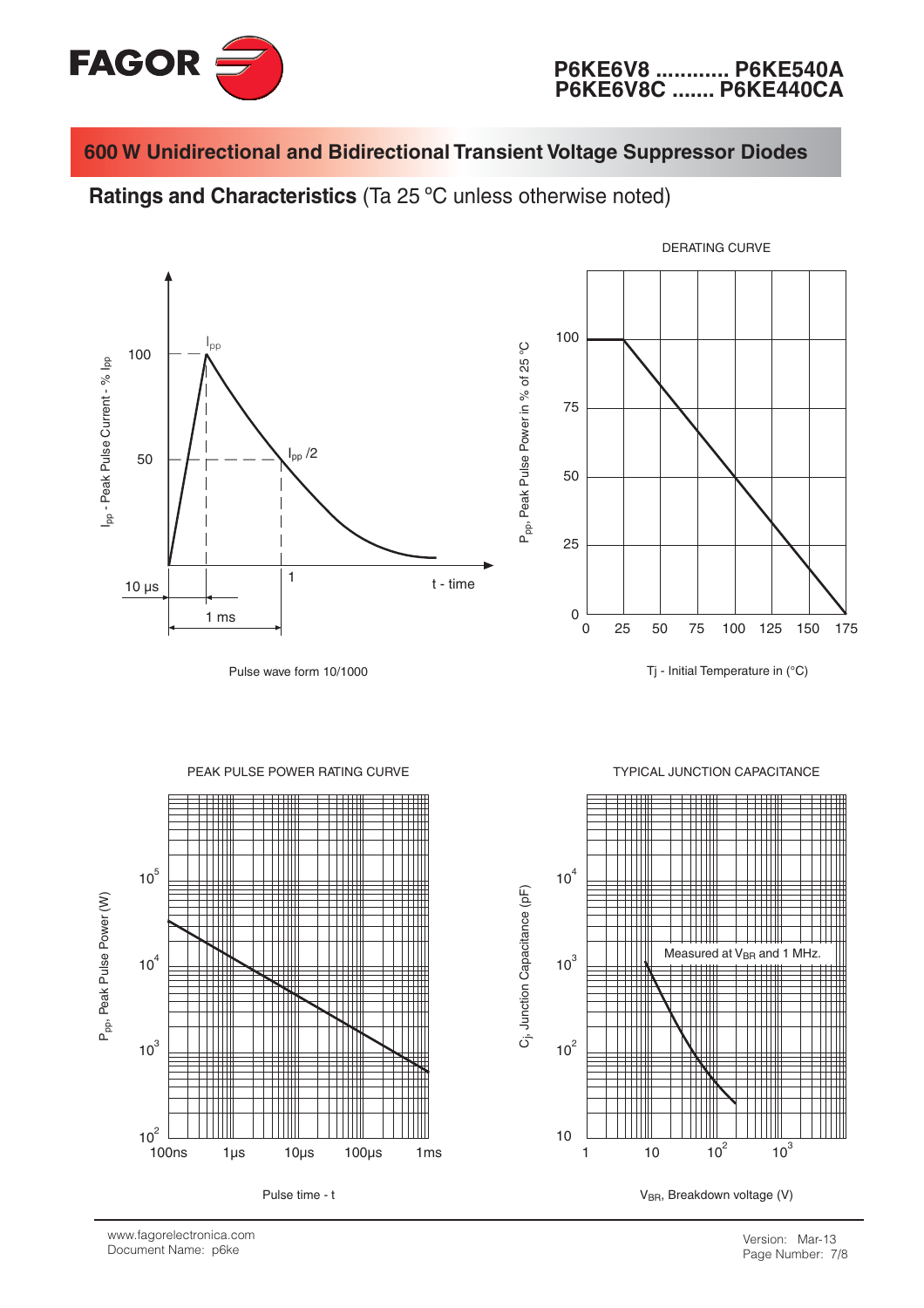# 600 W Unidirectional and Bidirectional Transient Voltage Suppressor Diodes

## Ratings and Characteristics (Ta 25 ºC unless otherwise noted)

$I_{pp}$ - Peak Pulse Current - % $I_{pp}$

100

50

$I_{pp}$

$I_{pp}$ /2

1

t - time

10 µs

1 ms

Pulse wave form 10/1000

DERATING CURVE

$P_{pp}$, Peak Pulse Power in % of 25 ºC

100

75

50

25

0

0 25 50 75 100 125 150 175

Tj - Initial Temperature in (°C)

PEAK PULSE POWER RATING CURVE

$P_{pp}$, Peak Pulse Power (W)

$10^5$

$10^4$

$10^3$

$10^2$

100ns 1µs 10µs 100µs 1ms

Pulse time - t

TYPICAL JUNCTION CAPACITANCE

$C_j$, Junction Capacitance (pF)

$10^4$

$10^3$

$10^2$

10

Measured at $V_{BR}$ and 1 MHz.

1 10 $10^2$ $10^3$

$V_{BR}$, Breakdown voltage (V)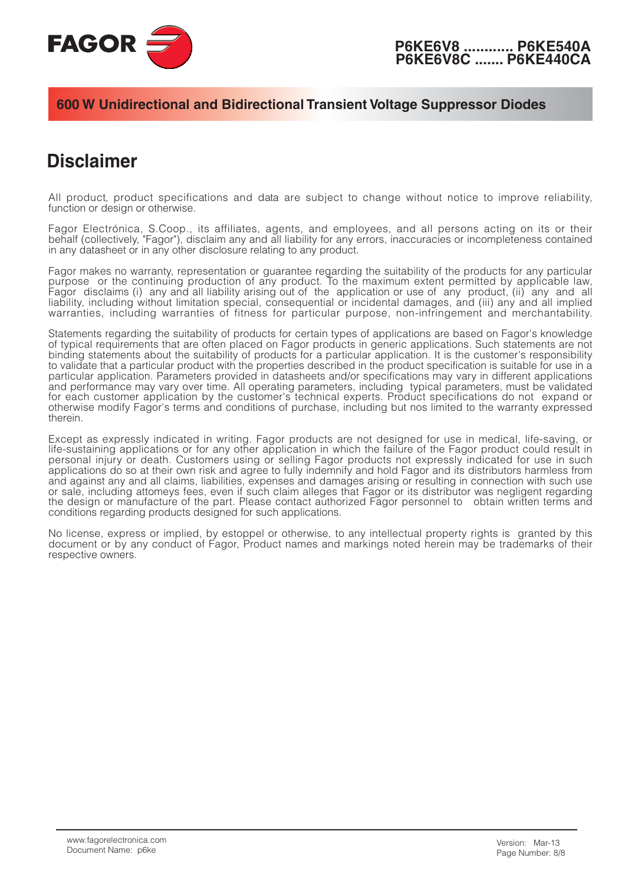# Disclaimer

All product, product specifications and data are subject to change without notice to improve reliability, function or design or otherwise.

Fagor Electrónica, S.Coop., its affiliates, agents, and employees, and all persons acting on its or their behalf (collectively, "Fagor"), disclaim any and all liability for any errors, inaccuracies or incompleteness contained in any datasheet or in any other disclosure relating to any product.

Fagor makes no warranty, representation or guarantee regarding the suitability of the products for any particular purpose or the continuing production of any product. To the maximum extent permitted by applicable law, Fagor disclaims (i) any and all liability arising out of the application or use of any product, (ii) any and all liability, including without limitation special, consequential or incidental damages, and (iii) any and all implied warranties, including warranties of fitness for particular purpose, non-infringement and merchantability.

Statements regarding the suitability of products for certain types of applications are based on Fagor's knowledge of typical requirements that are often placed on Fagor products in generic applications. Such statements are not binding statements about the suitability of products for a particular application. It is the customer's responsibility to validate that a particular product with the properties described in the product specification is suitable for use in a particular application. Parameters provided in datasheets and/or specifications may vary in different applications and performance may vary over time. All operating parameters, including typical parameters, must be validated for each customer application by the customer's technical experts. Product specifications do not expand or otherwise modify Fagor's terms and conditions of purchase, including but nos limited to the warranty expressed therein.

Except as expressly indicated in writing. Fagor products are not designed for use in medical, life-saving, or life-sustaining applications or for any other application in which the failure of the Fagor product could result in personal injury or death. Customers using or selling Fagor products not expressly indicated for use in such applications do so at their own risk and agree to fully indemnify and hold Fagor and its distributors harmless from and against any and all claims, liabilities, expenses and damages arising or resulting in connection with such use or sale, including attomeys fees, even if such claim alleges that Fagor or its distributor was negligent regarding the design or manufacture of the part. Please contact authorized Fagor personnel to obtain written terms and conditions regarding products designed for such applications.

No license, express or implied, by estoppel or otherwise, to any intellectual property rights is granted by this document or by any conduct of Fagor, Product names and markings noted herein may be trademarks of their respective owners.